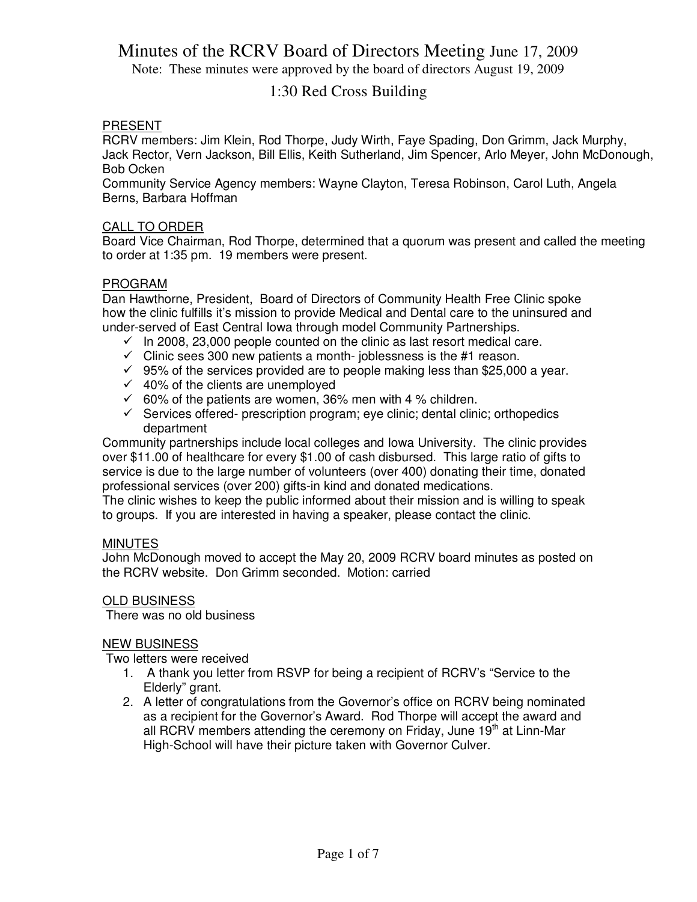# Minutes of the RCRV Board of Directors Meeting June 17, 2009

Note: These minutes were approved by the board of directors August 19, 2009

## 1:30 Red Cross Building

PRESENT

RCRV members: Jim Klein, Rod Thorpe, Judy Wirth, Faye Spading, Don Grimm, Jack Murphy, Jack Rector, Vern Jackson, Bill Ellis, Keith Sutherland, Jim Spencer, Arlo Meyer, John McDonough, Bob Ocken

Community Service Agency members: Wayne Clayton, Teresa Robinson, Carol Luth, Angela Berns, Barbara Hoffman

CALL TO ORDER

Board Vice Chairman, Rod Thorpe, determined that a quorum was present and called the meeting to order at 1:35 pm. 19 members were present.

PROGRAM

Dan Hawthorne, President, Board of Directors of Community Health Free Clinic spoke how the clinic fulfills it's mission to provide Medical and Dental care to the uninsured and under-served of East Central Iowa through model Community Partnerships.

- ✓ In 2008, 23,000 people counted on the clinic as last resort medical care.
- ✓ Clinic sees 300 new patients a month- joblessness is the #1 reason.
- ✓ 95% of the services provided are to people making less than $25,000 a year.
- ✓ 40% of the clients are unemployed
- ✓ 60% of the patients are women, 36% men with 4 % children.
- ✓ Services offered- prescription program; eye clinic; dental clinic; orthopedics department

Community partnerships include local colleges and Iowa University. The clinic provides over $11.00 of healthcare for every $1.00 of cash disbursed. This large ratio of gifts to service is due to the large number of volunteers (over 400) donating their time, donated professional services (over 200) gifts-in kind and donated medications.

The clinic wishes to keep the public informed about their mission and is willing to speak to groups. If you are interested in having a speaker, please contact the clinic.

MINUTES

John McDonough moved to accept the May 20, 2009 RCRV board minutes as posted on the RCRV website. Don Grimm seconded. Motion: carried

OLD BUSINESS

There was no old business

NEW BUSINESS

Two letters were received

1. A thank you letter from RSVP for being a recipient of RCRV's "Service to the Elderly" grant.
2. A letter of congratulations from the Governor's office on RCRV being nominated as a recipient for the Governor's Award. Rod Thorpe will accept the award and all RCRV members attending the ceremony on Friday, June 19th at Linn-Mar High-School will have their picture taken with Governor Culver.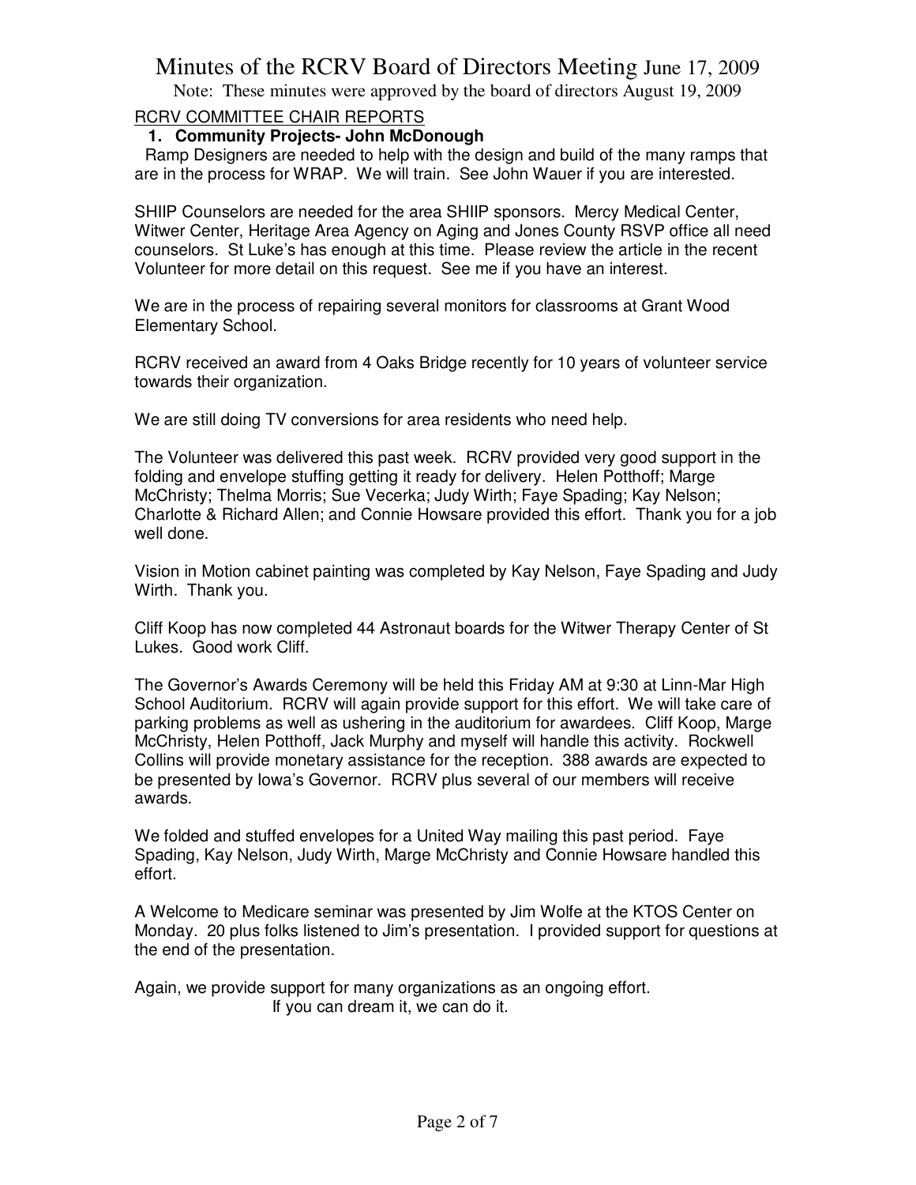# Minutes of the RCRV Board of Directors Meeting June 17, 2009

Note: These minutes were approved by the board of directors August 19, 2009

RCRV COMMITTEE CHAIR REPORTS

**1. Community Projects- John McDonough**

Ramp Designers are needed to help with the design and build of the many ramps that are in the process for WRAP. We will train. See John Wauer if you are interested.

SHIIP Counselors are needed for the area SHIIP sponsors. Mercy Medical Center, Witwer Center, Heritage Area Agency on Aging and Jones County RSVP office all need counselors. St Luke's has enough at this time. Please review the article in the recent Volunteer for more detail on this request. See me if you have an interest.

We are in the process of repairing several monitors for classrooms at Grant Wood Elementary School.

RCRV received an award from 4 Oaks Bridge recently for 10 years of volunteer service towards their organization.

We are still doing TV conversions for area residents who need help.

The Volunteer was delivered this past week. RCRV provided very good support in the folding and envelope stuffing getting it ready for delivery. Helen Potthoff; Marge McChristy; Thelma Morris; Sue Vecerka; Judy Wirth; Faye Spading; Kay Nelson; Charlotte & Richard Allen; and Connie Howsare provided this effort. Thank you for a job well done.

Vision in Motion cabinet painting was completed by Kay Nelson, Faye Spading and Judy Wirth. Thank you.

Cliff Koop has now completed 44 Astronaut boards for the Witwer Therapy Center of St Lukes. Good work Cliff.

The Governor's Awards Ceremony will be held this Friday AM at 9:30 at Linn-Mar High School Auditorium. RCRV will again provide support for this effort. We will take care of parking problems as well as ushering in the auditorium for awardees. Cliff Koop, Marge McChristy, Helen Potthoff, Jack Murphy and myself will handle this activity. Rockwell Collins will provide monetary assistance for the reception. 388 awards are expected to be presented by Iowa's Governor. RCRV plus several of our members will receive awards.

We folded and stuffed envelopes for a United Way mailing this past period. Faye Spading, Kay Nelson, Judy Wirth, Marge McChristy and Connie Howsare handled this effort.

A Welcome to Medicare seminar was presented by Jim Wolfe at the KTOS Center on Monday. 20 plus folks listened to Jim's presentation. I provided support for questions at the end of the presentation.

Again, we provide support for many organizations as an ongoing effort.
If you can dream it, we can do it.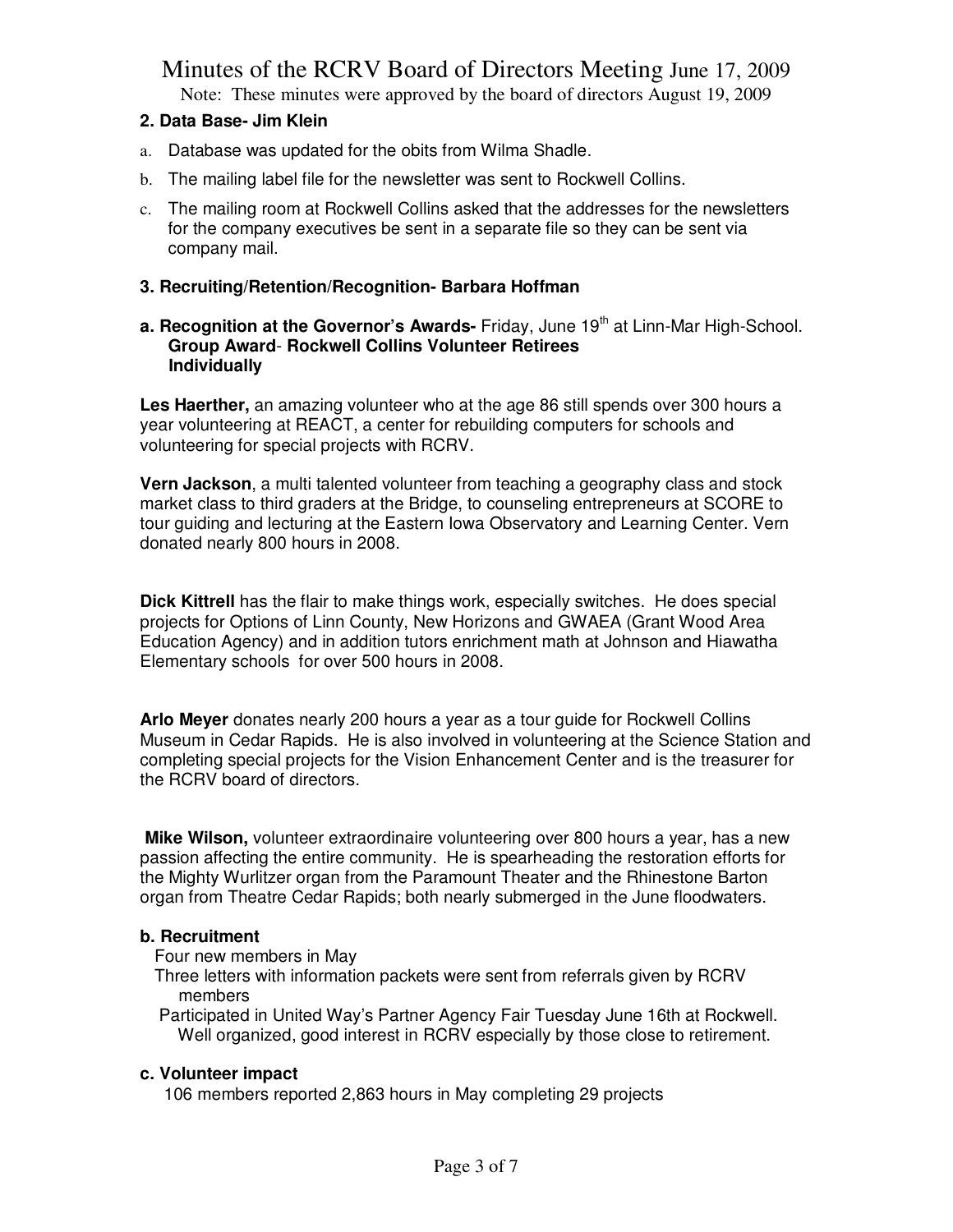**2. Data Base- Jim Klein**

a. Database was updated for the obits from Wilma Shadle.

b. The mailing label file for the newsletter was sent to Rockwell Collins.

c. The mailing room at Rockwell Collins asked that the addresses for the newsletters for the company executives be sent in a separate file so they can be sent via company mail.

**3. Recruiting/Retention/Recognition- Barbara Hoffman**

**a. Recognition at the Governor's Awards-** Friday, June 19th at Linn-Mar High-School.
**Group Award**- **Rockwell Collins Volunteer Retirees**
**Individually**

**Les Haerther,** an amazing volunteer who at the age 86 still spends over 300 hours a year volunteering at REACT, a center for rebuilding computers for schools and volunteering for special projects with RCRV.

**Vern Jackson**, a multi talented volunteer from teaching a geography class and stock market class to third graders at the Bridge, to counseling entrepreneurs at SCORE to tour guiding and lecturing at the Eastern Iowa Observatory and Learning Center. Vern donated nearly 800 hours in 2008.

**Dick Kittrell** has the flair to make things work, especially switches. He does special projects for Options of Linn County, New Horizons and GWAEA (Grant Wood Area Education Agency) and in addition tutors enrichment math at Johnson and Hiawatha Elementary schools for over 500 hours in 2008.

**Arlo Meyer** donates nearly 200 hours a year as a tour guide for Rockwell Collins Museum in Cedar Rapids. He is also involved in volunteering at the Science Station and completing special projects for the Vision Enhancement Center and is the treasurer for the RCRV board of directors.

**Mike Wilson,** volunteer extraordinaire volunteering over 800 hours a year, has a new passion affecting the entire community. He is spearheading the restoration efforts for the Mighty Wurlitzer organ from the Paramount Theater and the Rhinestone Barton organ from Theatre Cedar Rapids; both nearly submerged in the June floodwaters.

**b. Recruitment**

Four new members in May

Three letters with information packets were sent from referrals given by RCRV members

Participated in United Way's Partner Agency Fair Tuesday June 16th at Rockwell. Well organized, good interest in RCRV especially by those close to retirement.

**c. Volunteer impact**

106 members reported 2,863 hours in May completing 29 projects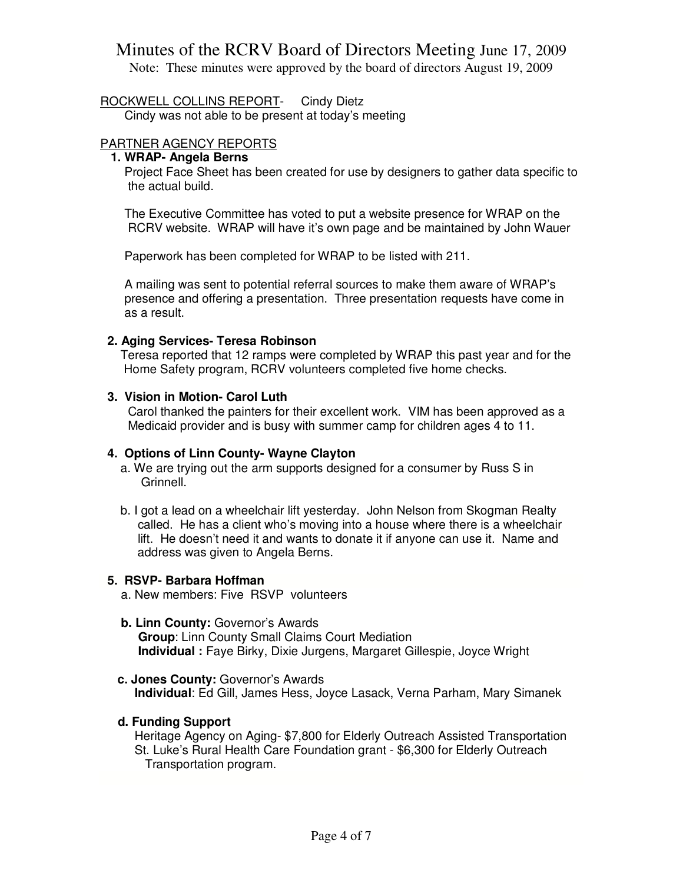# Minutes of the RCRV Board of Directors Meeting June 17, 2009

Note: These minutes were approved by the board of directors August 19, 2009

ROCKWELL COLLINS REPORT- Cindy Dietz

Cindy was not able to be present at today's meeting

PARTNER AGENCY REPORTS

**1. WRAP- Angela Berns**

Project Face Sheet has been created for use by designers to gather data specific to the actual build.

The Executive Committee has voted to put a website presence for WRAP on the RCRV website. WRAP will have it's own page and be maintained by John Wauer

Paperwork has been completed for WRAP to be listed with 211.

A mailing was sent to potential referral sources to make them aware of WRAP's presence and offering a presentation. Three presentation requests have come in as a result.

**2. Aging Services- Teresa Robinson**

Teresa reported that 12 ramps were completed by WRAP this past year and for the Home Safety program, RCRV volunteers completed five home checks.

**3. Vision in Motion- Carol Luth**

Carol thanked the painters for their excellent work. VIM has been approved as a Medicaid provider and is busy with summer camp for children ages 4 to 11.

**4. Options of Linn County- Wayne Clayton**

a. We are trying out the arm supports designed for a consumer by Russ S in Grinnell.

b. I got a lead on a wheelchair lift yesterday. John Nelson from Skogman Realty called. He has a client who's moving into a house where there is a wheelchair lift. He doesn't need it and wants to donate it if anyone can use it. Name and address was given to Angela Berns.

**5. RSVP- Barbara Hoffman**

a. New members: Five RSVP volunteers

**b. Linn County:** Governor's Awards
**Group**: Linn County Small Claims Court Mediation
**Individual :** Faye Birky, Dixie Jurgens, Margaret Gillespie, Joyce Wright

**c. Jones County:** Governor's Awards
**Individual**: Ed Gill, James Hess, Joyce Lasack, Verna Parham, Mary Simanek

**d. Funding Support**

Heritage Agency on Aging- $7,800 for Elderly Outreach Assisted Transportation
St. Luke's Rural Health Care Foundation grant - $6,300 for Elderly Outreach Transportation program.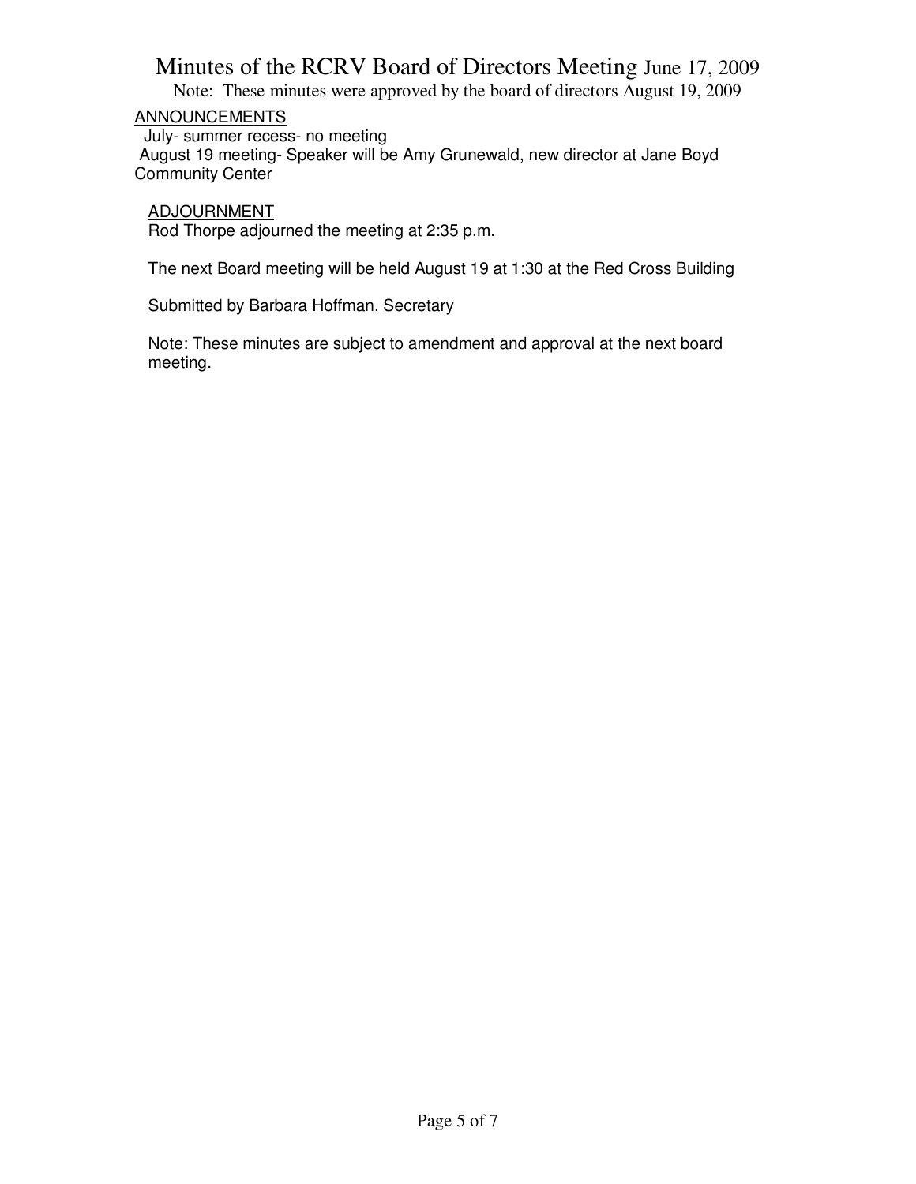# Minutes of the RCRV Board of Directors Meeting June 17, 2009

Note: These minutes were approved by the board of directors August 19, 2009

ANNOUNCEMENTS

July- summer recess- no meeting

August 19 meeting- Speaker will be Amy Grunewald, new director at Jane Boyd Community Center

ADJOURNMENT

Rod Thorpe adjourned the meeting at 2:35 p.m.

The next Board meeting will be held August 19 at 1:30 at the Red Cross Building

Submitted by Barbara Hoffman, Secretary

Note: These minutes are subject to amendment and approval at the next board meeting.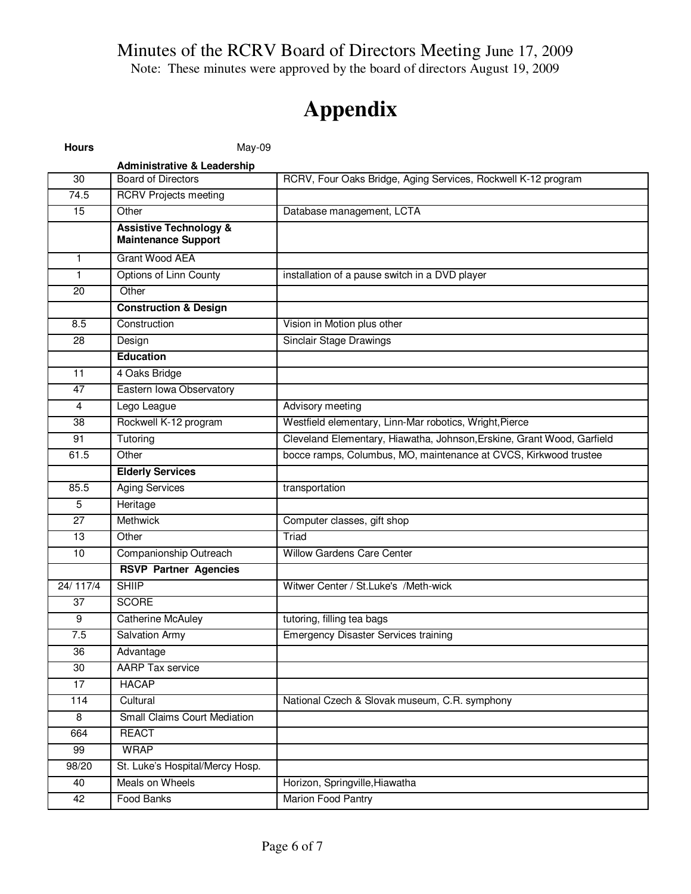Minutes of the RCRV Board of Directors Meeting June 17, 2009

Note: These minutes were approved by the board of directors August 19, 2009

# Appendix

| Hours | May-09 | |
|---|---|---|
| | **Administrative & Leadership** | |
| 30 | Board of Directors | RCRV, Four Oaks Bridge, Aging Services, Rockwell K-12 program |
| 74.5 | RCRV Projects meeting | |
| 15 | Other | Database management, LCTA |
| | **Assistive Technology & Maintenance Support** | |
| 1 | Grant Wood AEA | |
| 1 | Options of Linn County | installation of a pause switch in a DVD player |
| 20 | Other | |
| | **Construction & Design** | |
| 8.5 | Construction | Vision in Motion plus other |
| 28 | Design | Sinclair Stage Drawings |
| | **Education** | |
| 11 | 4 Oaks Bridge | |
| 47 | Eastern Iowa Observatory | |
| 4 | Lego League | Advisory meeting |
| 38 | Rockwell K-12 program | Westfield elementary, Linn-Mar robotics, Wright,Pierce |
| 91 | Tutoring | Cleveland Elementary, Hiawatha, Johnson,Erskine, Grant Wood, Garfield |
| 61.5 | Other | bocce ramps, Columbus, MO, maintenance at CVCS, Kirkwood trustee |
| | **Elderly Services** | |
| 85.5 | Aging Services | transportation |
| 5 | Heritage | |
| 27 | Methwick | Computer classes, gift shop |
| 13 | Other | Triad |
| 10 | Companionship Outreach | Willow Gardens Care Center |
| | **RSVP Partner Agencies** | |
| 24/ 117/4 | SHIIP | Witwer Center / St.Luke's /Meth-wick |
| 37 | SCORE | |
| 9 | Catherine McAuley | tutoring, filling tea bags |
| 7.5 | Salvation Army | Emergency Disaster Services training |
| 36 | Advantage | |
| 30 | AARP Tax service | |
| 17 | HACAP | |
| 114 | Cultural | National Czech & Slovak museum, C.R. symphony |
| 8 | Small Claims Court Mediation | |
| 664 | REACT | |
| 99 | WRAP | |
| 98/20 | St. Luke's Hospital/Mercy Hosp. | |
| 40 | Meals on Wheels | Horizon, Springville,Hiawatha |
| 42 | Food Banks | Marion Food Pantry |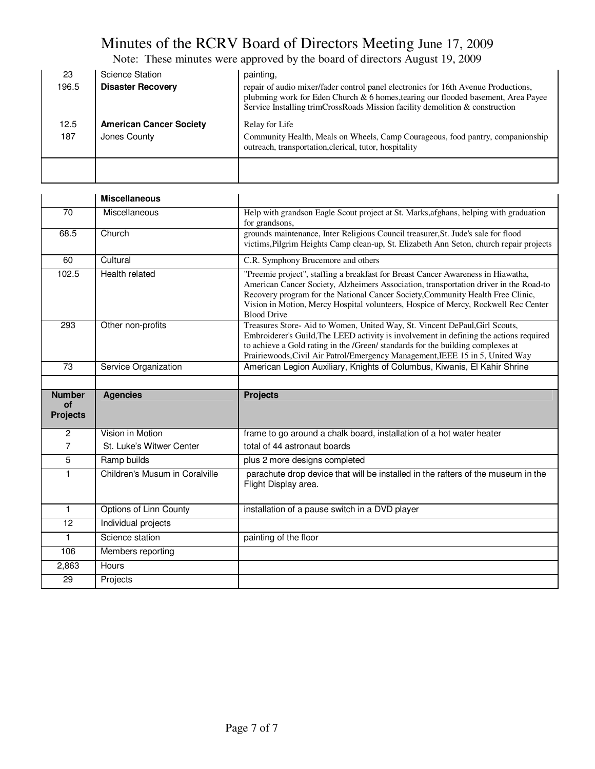# Minutes of the RCRV Board of Directors Meeting June 17, 2009

Note: These minutes were approved by the board of directors August 19, 2009

| | | |
|---|---|---|
| 23 | Science Station | painting, |
| 196.5 | **Disaster Recovery** | repair of audio mixer/fader control panel electronics for 16th Avenue Productions, plubming work for Eden Church & 6 homes,tearing our flooded basement, Area Payee Service Installing trimCrossRoads Mission facility demolition & construction |
| 12.5 | **American Cancer Society** | Relay for Life |
| 187 | Jones County | Community Health, Meals on Wheels, Camp Courageous, food pantry, companionship outreach, transportation,clerical, tutor, hospitality |
| | | |

| | | |
|---|---|---|
| | **Miscellaneous** | |
| 70 | Miscellaneous | Help with grandson Eagle Scout project at St. Marks,afghans, helping with graduation for grandsons, |
| 68.5 | Church | grounds maintenance, Inter Religious Council treasurer,St. Jude's sale for flood victims,Pilgrim Heights Camp clean-up, St. Elizabeth Ann Seton, church repair projects |
| 60 | Cultural | C.R. Symphony Brucemore and others |
| 102.5 | Health related | "Preemie project", staffing a breakfast for Breast Cancer Awareness in Hiawatha, American Cancer Society, Alzheimers Association, transportation driver in the Road-to Recovery program for the National Cancer Society,Community Health Free Clinic, Vision in Motion, Mercy Hospital volunteers, Hospice of Mercy, Rockwell Rec Center Blood Drive |
| 293 | Other non-profits | Treasures Store- Aid to Women, United Way, St. Vincent DePaul,Girl Scouts, Embroiderer's Guild,The LEED activity is involvement in defining the actions required to achieve a Gold rating in the /Green/ standards for the building complexes at Prairiewoods,Civil Air Patrol/Emergency Management,IEEE 15 in 5, United Way |
| 73 | Service Organization | American Legion Auxiliary, Knights of Columbus, Kiwanis, El Kahir Shrine |
| | | |

| Number of Projects | Agencies | Projects |
|---|---|---|
| 2 | Vision in Motion | frame to go around a chalk board, installation of a hot water heater |
| 7 | St. Luke's Witwer Center | total of 44 astronaut boards |
| 5 | Ramp builds | plus 2 more designs completed |
| 1 | Children's Musum in Coralville | parachute drop device that will be installed in the rafters of the museum in the Flight Display area. |
| 1 | Options of Linn County | installation of a pause switch in a DVD player |
| 12 | Individual projects | |
| 1 | Science station | painting of the floor |
| 106 | Members reporting | |
| 2,863 | Hours | |
| 29 | Projects | |